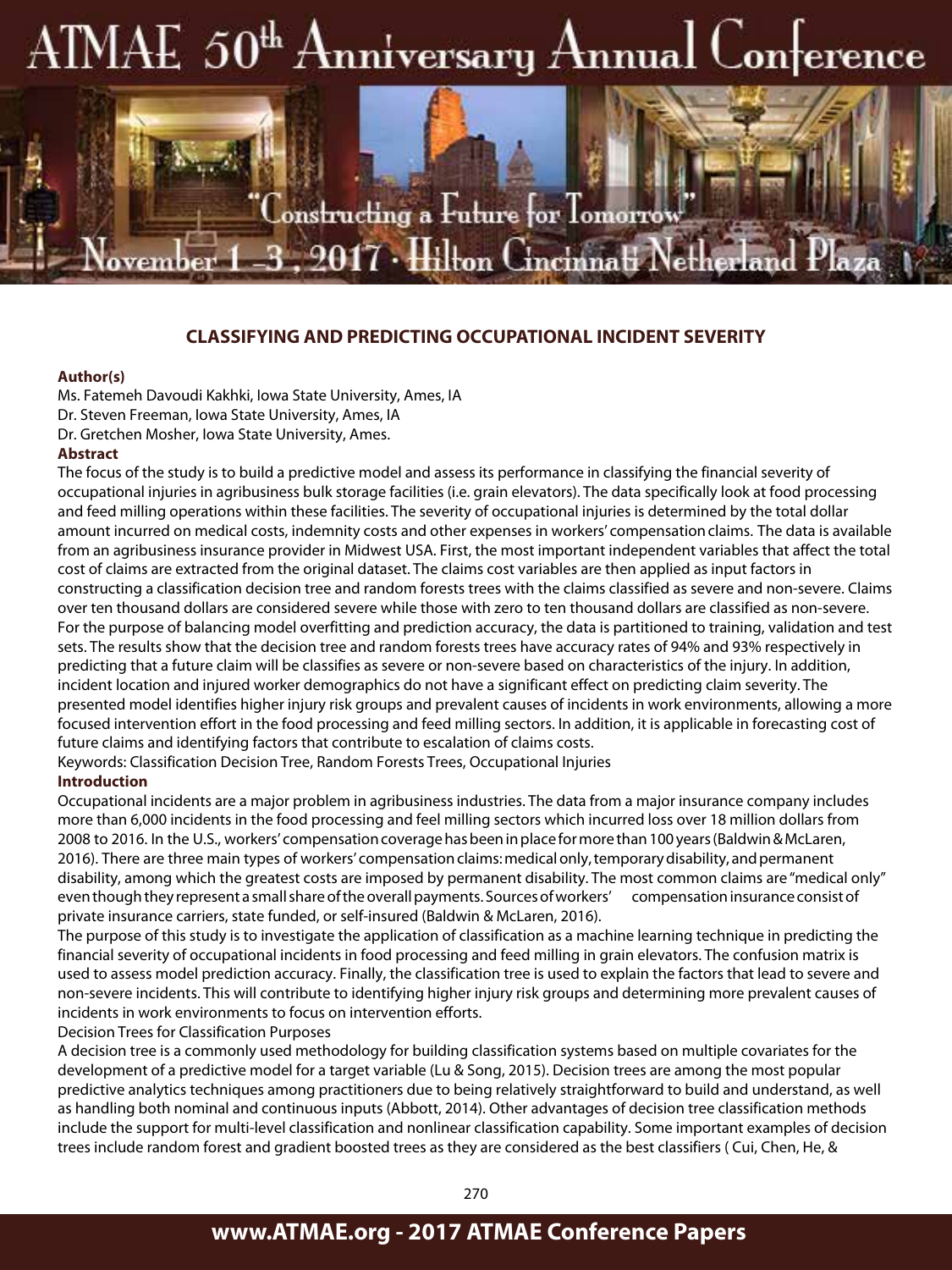# CLASSIFYING AND PREDICTING OCCUPATIONAL INCIDENT SEVERITY

**Author(s)**

Ms. Fatemeh Davoudi Kakhki, Iowa State University, Ames, IA
Dr. Steven Freeman, Iowa State University, Ames, IA
Dr. Gretchen Mosher, Iowa State University, Ames.

**Abstract**

The focus of the study is to build a predictive model and assess its performance in classifying the financial severity of occupational injuries in agribusiness bulk storage facilities (i.e. grain elevators). The data specifically look at food processing and feed milling operations within these facilities. The severity of occupational injuries is determined by the total dollar amount incurred on medical costs, indemnity costs and other expenses in workers' compensation claims. The data is available from an agribusiness insurance provider in Midwest USA. First, the most important independent variables that affect the total cost of claims are extracted from the original dataset. The claims cost variables are then applied as input factors in constructing a classification decision tree and random forests trees with the claims classified as severe and non-severe. Claims over ten thousand dollars are considered severe while those with zero to ten thousand dollars are classified as non-severe. For the purpose of balancing model overfitting and prediction accuracy, the data is partitioned to training, validation and test sets. The results show that the decision tree and random forests trees have accuracy rates of 94% and 93% respectively in predicting that a future claim will be classifies as severe or non-severe based on characteristics of the injury. In addition, incident location and injured worker demographics do not have a significant effect on predicting claim severity. The presented model identifies higher injury risk groups and prevalent causes of incidents in work environments, allowing a more focused intervention effort in the food processing and feed milling sectors. In addition, it is applicable in forecasting cost of future claims and identifying factors that contribute to escalation of claims costs.

Keywords: Classification Decision Tree, Random Forests Trees, Occupational Injuries

**Introduction**

Occupational incidents are a major problem in agribusiness industries. The data from a major insurance company includes more than 6,000 incidents in the food processing and feel milling sectors which incurred loss over 18 million dollars from 2008 to 2016. In the U.S., workers' compensation coverage has been in place for more than 100 years (Baldwin & McLaren, 2016). There are three main types of workers' compensation claims: medical only, temporary disability, and permanent disability, among which the greatest costs are imposed by permanent disability. The most common claims are "medical only" even though they represent a small share of the overall payments. Sources of workers' compensation insurance consist of private insurance carriers, state funded, or self-insured (Baldwin & McLaren, 2016).

The purpose of this study is to investigate the application of classification as a machine learning technique in predicting the financial severity of occupational incidents in food processing and feed milling in grain elevators. The confusion matrix is used to assess model prediction accuracy. Finally, the classification tree is used to explain the factors that lead to severe and non-severe incidents. This will contribute to identifying higher injury risk groups and determining more prevalent causes of incidents in work environments to focus on intervention efforts.

Decision Trees for Classification Purposes

A decision tree is a commonly used methodology for building classification systems based on multiple covariates for the development of a predictive model for a target variable (Lu & Song, 2015). Decision trees are among the most popular predictive analytics techniques among practitioners due to being relatively straightforward to build and understand, as well as handling both nominal and continuous inputs (Abbott, 2014). Other advantages of decision tree classification methods include the support for multi-level classification and nonlinear classification capability. Some important examples of decision trees include random forest and gradient boosted trees as they are considered as the best classifiers ( Cui, Chen, He, &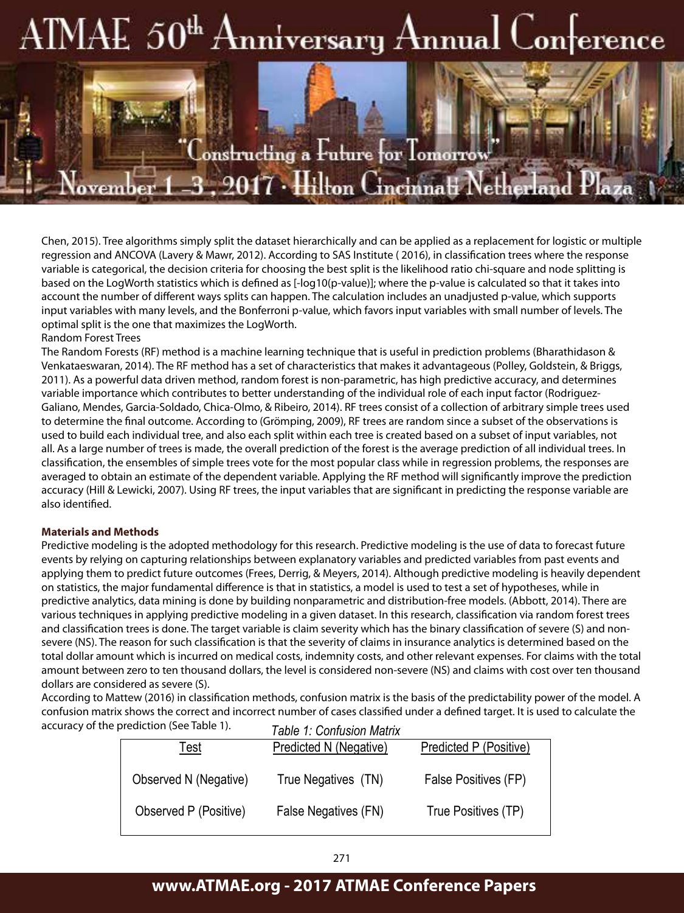Chen, 2015). Tree algorithms simply split the dataset hierarchically and can be applied as a replacement for logistic or multiple regression and ANCOVA (Lavery & Mawr, 2012). According to SAS Institute ( 2016), in classification trees where the response variable is categorical, the decision criteria for choosing the best split is the likelihood ratio chi-square and node splitting is based on the LogWorth statistics which is defined as [-log10(p-value)]; where the p-value is calculated so that it takes into account the number of different ways splits can happen. The calculation includes an unadjusted p-value, which supports input variables with many levels, and the Bonferroni p-value, which favors input variables with small number of levels. The optimal split is the one that maximizes the LogWorth.

Random Forest Trees

The Random Forests (RF) method is a machine learning technique that is useful in prediction problems (Bharathidason & Venkataeswaran, 2014). The RF method has a set of characteristics that makes it advantageous (Polley, Goldstein, & Briggs, 2011). As a powerful data driven method, random forest is non-parametric, has high predictive accuracy, and determines variable importance which contributes to better understanding of the individual role of each input factor (Rodriguez-Galiano, Mendes, Garcia-Soldado, Chica-Olmo, & Ribeiro, 2014). RF trees consist of a collection of arbitrary simple trees used to determine the final outcome. According to (Grömping, 2009), RF trees are random since a subset of the observations is used to build each individual tree, and also each split within each tree is created based on a subset of input variables, not all. As a large number of trees is made, the overall prediction of the forest is the average prediction of all individual trees. In classification, the ensembles of simple trees vote for the most popular class while in regression problems, the responses are averaged to obtain an estimate of the dependent variable. Applying the RF method will significantly improve the prediction accuracy (Hill & Lewicki, 2007). Using RF trees, the input variables that are significant in predicting the response variable are also identified.

**Materials and Methods**

Predictive modeling is the adopted methodology for this research. Predictive modeling is the use of data to forecast future events by relying on capturing relationships between explanatory variables and predicted variables from past events and applying them to predict future outcomes (Frees, Derrig, & Meyers, 2014). Although predictive modeling is heavily dependent on statistics, the major fundamental difference is that in statistics, a model is used to test a set of hypotheses, while in predictive analytics, data mining is done by building nonparametric and distribution-free models. (Abbott, 2014). There are various techniques in applying predictive modeling in a given dataset. In this research, classification via random forest trees and classification trees is done. The target variable is claim severity which has the binary classification of severe (S) and non-severe (NS). The reason for such classification is that the severity of claims in insurance analytics is determined based on the total dollar amount which is incurred on medical costs, indemnity costs, and other relevant expenses. For claims with the total amount between zero to ten thousand dollars, the level is considered non-severe (NS) and claims with cost over ten thousand dollars are considered as severe (S).

According to Mattew (2016) in classification methods, confusion matrix is the basis of the predictability power of the model. A confusion matrix shows the correct and incorrect number of cases classified under a defined target. It is used to calculate the accuracy of the prediction (See Table 1).

*Table 1: Confusion Matrix*

| Test | Predicted N (Negative) | Predicted P (Positive) |
|---|---|---|
| Observed N (Negative) | True Negatives (TN) | False Positives (FP) |
| Observed P (Positive) | False Negatives (FN) | True Positives (TP) |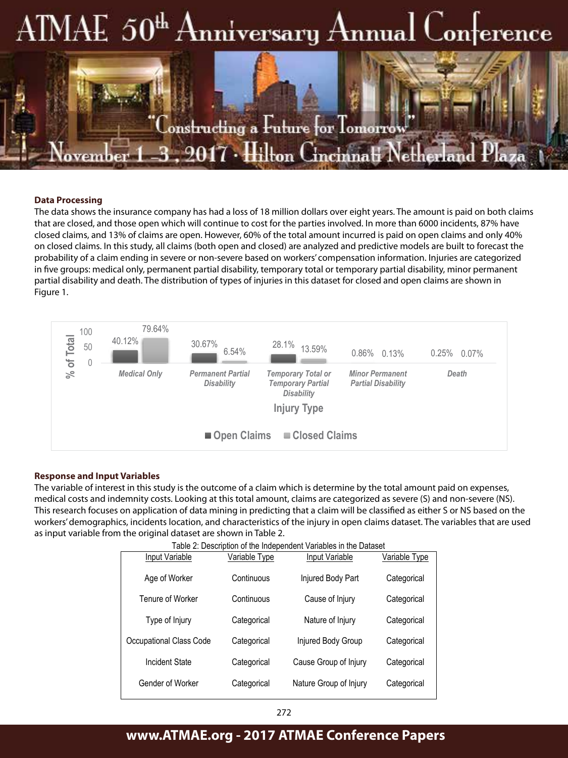### Data Processing

The data shows the insurance company has had a loss of 18 million dollars over eight years. The amount is paid on both claims that are closed, and those open which will continue to cost for the parties involved. In more than 6000 incidents, 87% have closed claims, and 13% of claims are open. However, 60% of the total amount incurred is paid on open claims and only 40% on closed claims. In this study, all claims (both open and closed) are analyzed and predictive models are built to forecast the probability of a claim ending in severe or non-severe based on workers' compensation information. Injuries are categorized in five groups: medical only, permanent partial disability, temporary total or temporary partial disability, minor permanent partial disability and death. The distribution of types of injuries in this dataset for closed and open claims are shown in Figure 1.

| Injury Type | Open Claims | Closed Claims |
|---|---|---|
| Medical Only | 40.12% | 79.64% |
| Permanent Partial Disability | 30.67% | 6.54% |
| Temporary Total or Temporary Partial Disability | 28.1% | 13.59% |
| Minor Permanent Partial Disability | 0.86% | 0.13% |
| Death | 0.25% | 0.07% |

### Response and Input Variables

The variable of interest in this study is the outcome of a claim which is determine by the total amount paid on expenses, medical costs and indemnity costs. Looking at this total amount, claims are categorized as severe (S) and non-severe (NS). This research focuses on application of data mining in predicting that a claim will be classified as either S or NS based on the workers' demographics, incidents location, and characteristics of the injury in open claims dataset. The variables that are used as input variable from the original dataset are shown in Table 2.

Table 2: Description of the Independent Variables in the Dataset

| Input Variable | Variable Type | Input Variable | Variable Type |
|---|---|---|---|
| Age of Worker | Continuous | Injured Body Part | Categorical |
| Tenure of Worker | Continuous | Cause of Injury | Categorical |
| Type of Injury | Categorical | Nature of Injury | Categorical |
| Occupational Class Code | Categorical | Injured Body Group | Categorical |
| Incident State | Categorical | Cause Group of Injury | Categorical |
| Gender of Worker | Categorical | Nature Group of Injury | Categorical |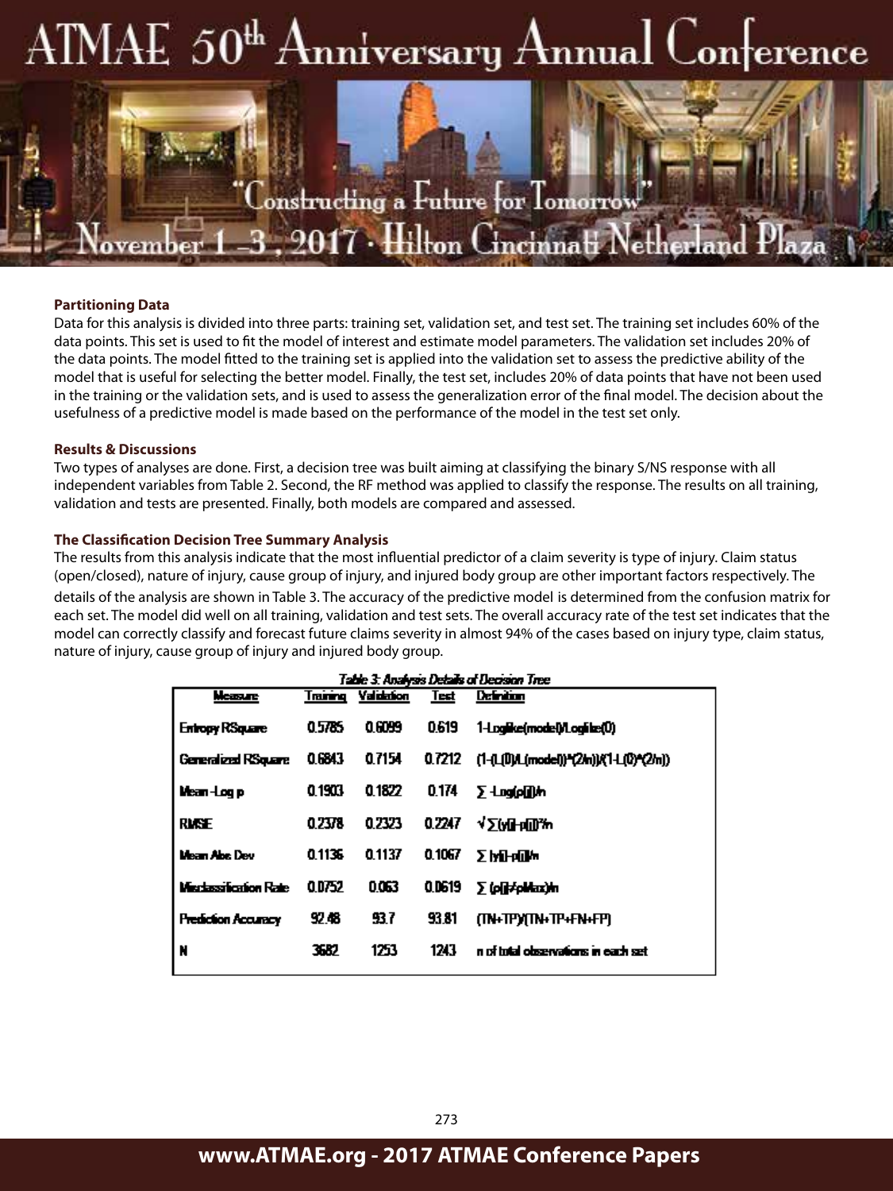### Partitioning Data

Data for this analysis is divided into three parts: training set, validation set, and test set. The training set includes 60% of the data points. This set is used to fit the model of interest and estimate model parameters. The validation set includes 20% of the data points. The model fitted to the training set is applied into the validation set to assess the predictive ability of the model that is useful for selecting the better model. Finally, the test set, includes 20% of data points that have not been used in the training or the validation sets, and is used to assess the generalization error of the final model. The decision about the usefulness of a predictive model is made based on the performance of the model in the test set only.

### Results & Discussions

Two types of analyses are done. First, a decision tree was built aiming at classifying the binary S/NS response with all independent variables from Table 2. Second, the RF method was applied to classify the response. The results on all training, validation and tests are presented. Finally, both models are compared and assessed.

### The Classification Decision Tree Summary Analysis

The results from this analysis indicate that the most influential predictor of a claim severity is type of injury. Claim status (open/closed), nature of injury, cause group of injury, and injured body group are other important factors respectively. The details of the analysis are shown in Table 3. The accuracy of the predictive model is determined from the confusion matrix for each set. The model did well on all training, validation and test sets. The overall accuracy rate of the test set indicates that the model can correctly classify and forecast future claims severity in almost 94% of the cases based on injury type, claim status, nature of injury, cause group of injury and injured body group.

*Table 3: Analysis Details of Decision Tree*

| Measure | Training | Validation | Test | Definition |
|---|---|---|---|---|
| Entropy RSquare | 0.5785 | 0.6099 | 0.619 | 1-Loglike(model)/Loglike(0) |
| Generalized RSquare | 0.6843 | 0.7154 | 0.7212 | $(1-(L(0)/L(model))^{(2/n)})/(1-L(0)^{(2/n)})$ |
| Mean -Log p | 0.1903 | 0.1822 | 0.174 | $\sum -\text{Log}(\rho[j])/n$ |
| RMSE | 0.2378 | 0.2323 | 0.2247 | $\sqrt{\sum (y[j]-\rho[j])^2/n}$ |
| Mean Abs Dev | 0.1136 | 0.1137 | 0.1067 | $\sum \lvert y[j]-\rho[j] \rvert/n$ |
| Misclassification Rate | 0.0752 | 0.063 | 0.0619 | $\sum (\rho[j] \neq \rho Max)/n$ |
| Prediction Accuracy | 92.48 | 93.7 | 93.81 | (TN+TP)/(TN+TP+FN+FP) |
| N | 3682 | 1253 | 1243 | n of total observations in each set |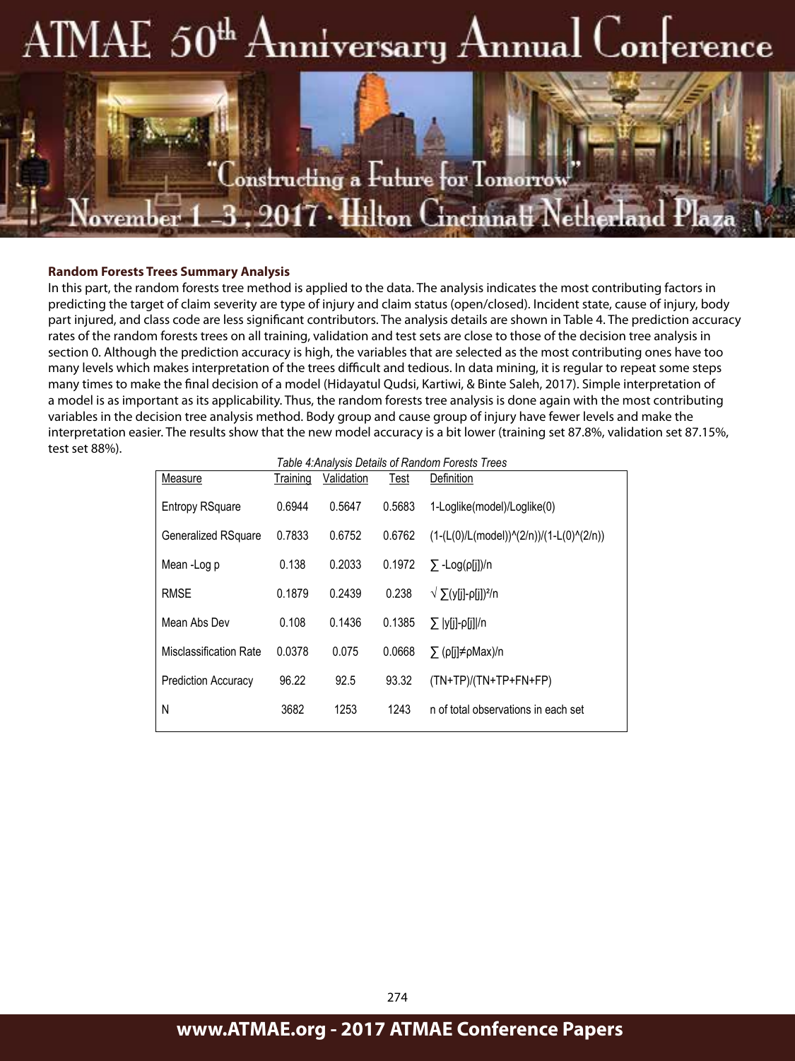**Random Forests Trees Summary Analysis**

In this part, the random forests tree method is applied to the data. The analysis indicates the most contributing factors in predicting the target of claim severity are type of injury and claim status (open/closed). Incident state, cause of injury, body part injured, and class code are less significant contributors. The analysis details are shown in Table 4. The prediction accuracy rates of the random forests trees on all training, validation and test sets are close to those of the decision tree analysis in section 0. Although the prediction accuracy is high, the variables that are selected as the most contributing ones have too many levels which makes interpretation of the trees difficult and tedious. In data mining, it is regular to repeat some steps many times to make the final decision of a model (Hidayatul Qudsi, Kartiwi, & Binte Saleh, 2017). Simple interpretation of a model is as important as its applicability. Thus, the random forests tree analysis is done again with the most contributing variables in the decision tree analysis method. Body group and cause group of injury have fewer levels and make the interpretation easier. The results show that the new model accuracy is a bit lower (training set 87.8%, validation set 87.15%, test set 88%).

*Table 4:Analysis Details of Random Forests Trees*

| Measure | Training | Validation | Test | Definition |
|---|---|---|---|---|
| Entropy RSquare | 0.6944 | 0.5647 | 0.5683 | 1-Loglike(model)/Loglike(0) |
| Generalized RSquare | 0.7833 | 0.6752 | 0.6762 | (1-(L(0)/L(model))^(2/n))/(1-L(0)^(2/n)) |
| Mean -Log p | 0.138 | 0.2033 | 0.1972 | $\sum$ -Log(ρ[j])/n |
| RMSE | 0.1879 | 0.2439 | 0.238 | $\sqrt{\sum(y[j]-\rho[j])^2/n}$ |
| Mean Abs Dev | 0.108 | 0.1436 | 0.1385 | $\sum$ \|y[j]-ρ[j]\|/n |
| Misclassification Rate | 0.0378 | 0.075 | 0.0668 | $\sum$ (ρ[j]≠ρMax)/n |
| Prediction Accuracy | 96.22 | 92.5 | 93.32 | (TN+TP)/(TN+TP+FN+FP) |
| N | 3682 | 1253 | 1243 | n of total observations in each set |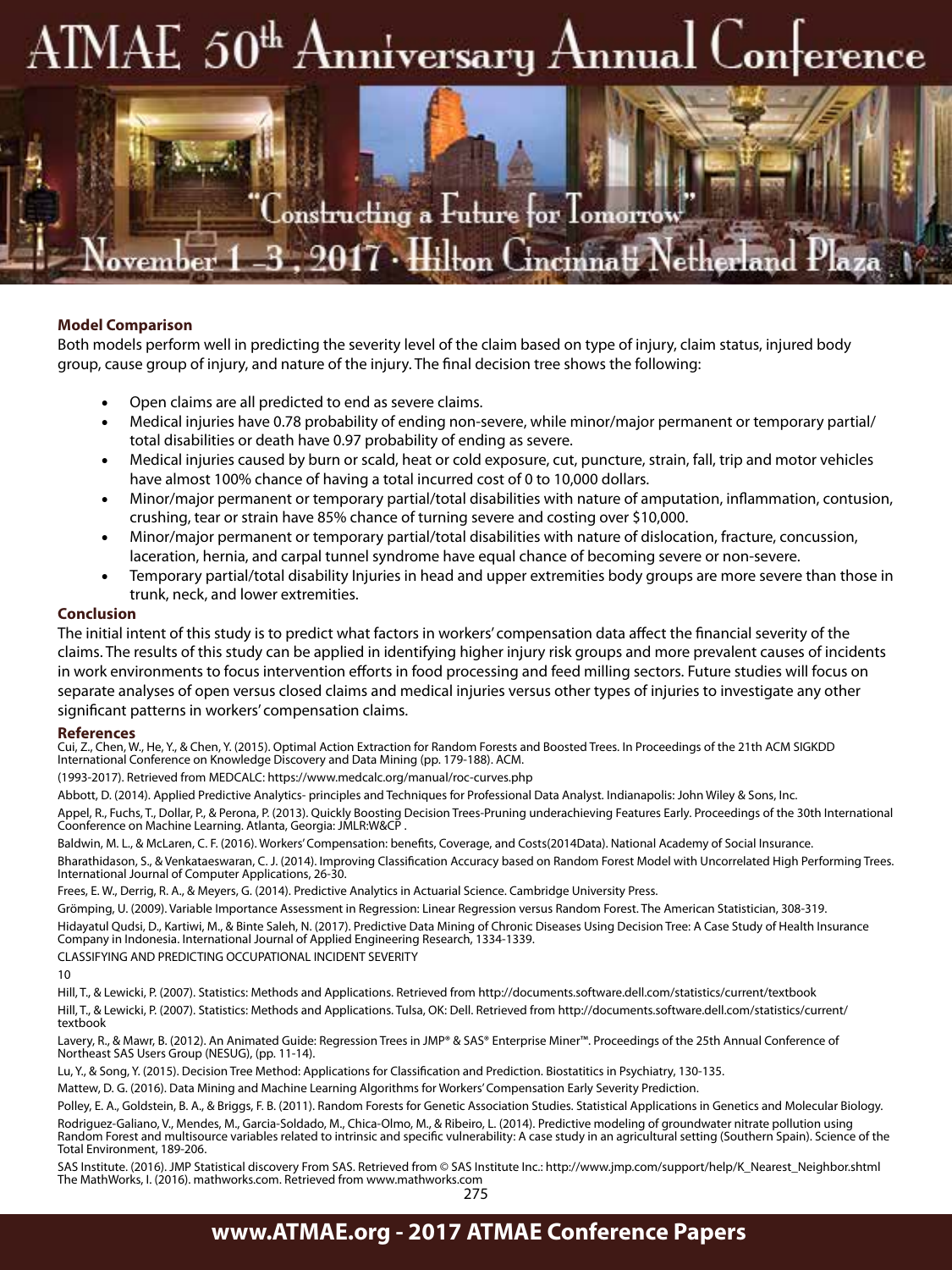### Model Comparison

Both models perform well in predicting the severity level of the claim based on type of injury, claim status, injured body group, cause group of injury, and nature of the injury. The final decision tree shows the following:

- Open claims are all predicted to end as severe claims.
- Medical injuries have 0.78 probability of ending non-severe, while minor/major permanent or temporary partial/total disabilities or death have 0.97 probability of ending as severe.
- Medical injuries caused by burn or scald, heat or cold exposure, cut, puncture, strain, fall, trip and motor vehicles have almost 100% chance of having a total incurred cost of 0 to 10,000 dollars.
- Minor/major permanent or temporary partial/total disabilities with nature of amputation, inflammation, contusion, crushing, tear or strain have 85% chance of turning severe and costing over $10,000.
- Minor/major permanent or temporary partial/total disabilities with nature of dislocation, fracture, concussion, laceration, hernia, and carpal tunnel syndrome have equal chance of becoming severe or non-severe.
- Temporary partial/total disability Injuries in head and upper extremities body groups are more severe than those in trunk, neck, and lower extremities.

### Conclusion

The initial intent of this study is to predict what factors in workers' compensation data affect the financial severity of the claims. The results of this study can be applied in identifying higher injury risk groups and more prevalent causes of incidents in work environments to focus intervention efforts in food processing and feed milling sectors. Future studies will focus on separate analyses of open versus closed claims and medical injuries versus other types of injuries to investigate any other significant patterns in workers' compensation claims.

### References

Cui, Z., Chen, W., He, Y., & Chen, Y. (2015). Optimal Action Extraction for Random Forests and Boosted Trees. In Proceedings of the 21th ACM SIGKDD International Conference on Knowledge Discovery and Data Mining (pp. 179-188). ACM.

(1993-2017). Retrieved from MEDCALC: https://www.medcalc.org/manual/roc-curves.php

Abbott, D. (2014). Applied Predictive Analytics- principles and Techniques for Professional Data Analyst. Indianapolis: John Wiley & Sons, Inc.

Appel, R., Fuchs, T., Dollar, P., & Perona, P. (2013). Quickly Boosting Decision Trees-Pruning underachieving Features Early. Proceedings of the 30th International Coonference on Machine Learning. Atlanta, Georgia: JMLR:W&CP .

Baldwin, M. L., & McLaren, C. F. (2016). Workers' Compensation: benefits, Coverage, and Costs(2014Data). National Academy of Social Insurance.

Bharathidason, S., & Venkataeswaran, C. J. (2014). Improving Classification Accuracy based on Random Forest Model with Uncorrelated High Performing Trees. International Journal of Computer Applications, 26-30.

Frees, E. W., Derrig, R. A., & Meyers, G. (2014). Predictive Analytics in Actuarial Science. Cambridge University Press.

Grömping, U. (2009). Variable Importance Assessment in Regression: Linear Regression versus Random Forest. The American Statistician, 308-319.

Hidayatul Qudsi, D., Kartiwi, M., & Binte Saleh, N. (2017). Predictive Data Mining of Chronic Diseases Using Decision Tree: A Case Study of Health Insurance Company in Indonesia. International Journal of Applied Engineering Research, 1334-1339.

CLASSIFYING AND PREDICTING OCCUPATIONAL INCIDENT SEVERITY

10

Hill, T., & Lewicki, P. (2007). Statistics: Methods and Applications. Retrieved from http://documents.software.dell.com/statistics/current/textbook

Hill, T., & Lewicki, P. (2007). Statistics: Methods and Applications. Tulsa, OK: Dell. Retrieved from http://documents.software.dell.com/statistics/current/textbook

Lavery, R., & Mawr, B. (2012). An Animated Guide: Regression Trees in JMP® & SAS® Enterprise Miner™. Proceedings of the 25th Annual Conference of Northeast SAS Users Group (NESUG), (pp. 11-14).

Lu, Y., & Song, Y. (2015). Decision Tree Method: Applications for Classification and Prediction. Biostatitics in Psychiatry, 130-135.

Mattew, D. G. (2016). Data Mining and Machine Learning Algorithms for Workers' Compensation Early Severity Prediction.

Polley, E. A., Goldstein, B. A., & Briggs, F. B. (2011). Random Forests for Genetic Association Studies. Statistical Applications in Genetics and Molecular Biology.

Rodriguez-Galiano, V., Mendes, M., Garcia-Soldado, M., Chica-Olmo, M., & Ribeiro, L. (2014). Predictive modeling of groundwater nitrate pollution using Random Forest and multisource variables related to intrinsic and specific vulnerability: A case study in an agricultural setting (Southern Spain). Science of the Total Environment, 189-206.

SAS Institute. (2016). JMP Statistical discovery From SAS. Retrieved from © SAS Institute Inc.: http://www.jmp.com/support/help/K_Nearest_Neighbor.shtml
The MathWorks, I. (2016). mathworks.com. Retrieved from www.mathworks.com